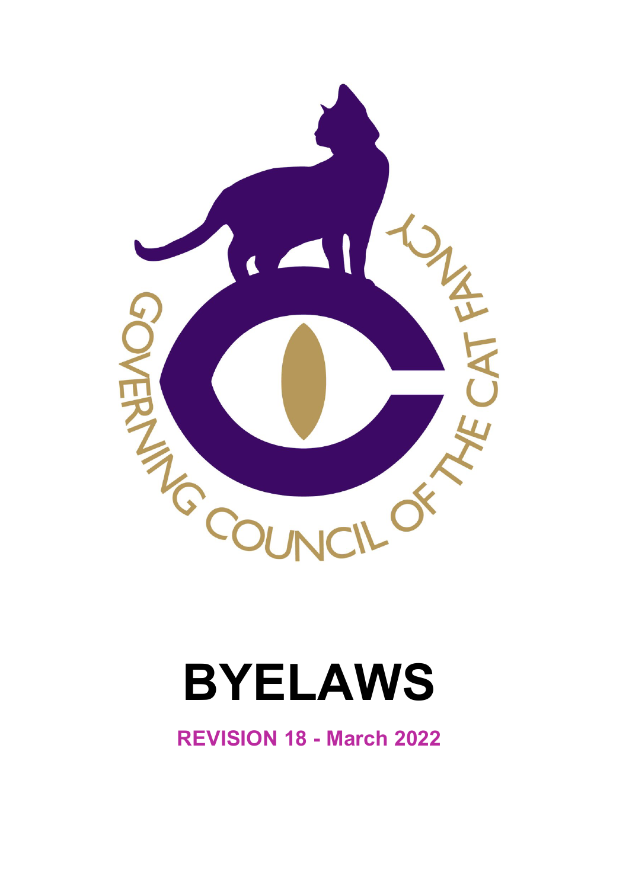GOVERNING COUNCIL OF THE CAT FANCY

# BYELAWS

**REVISION 18 - March 2022**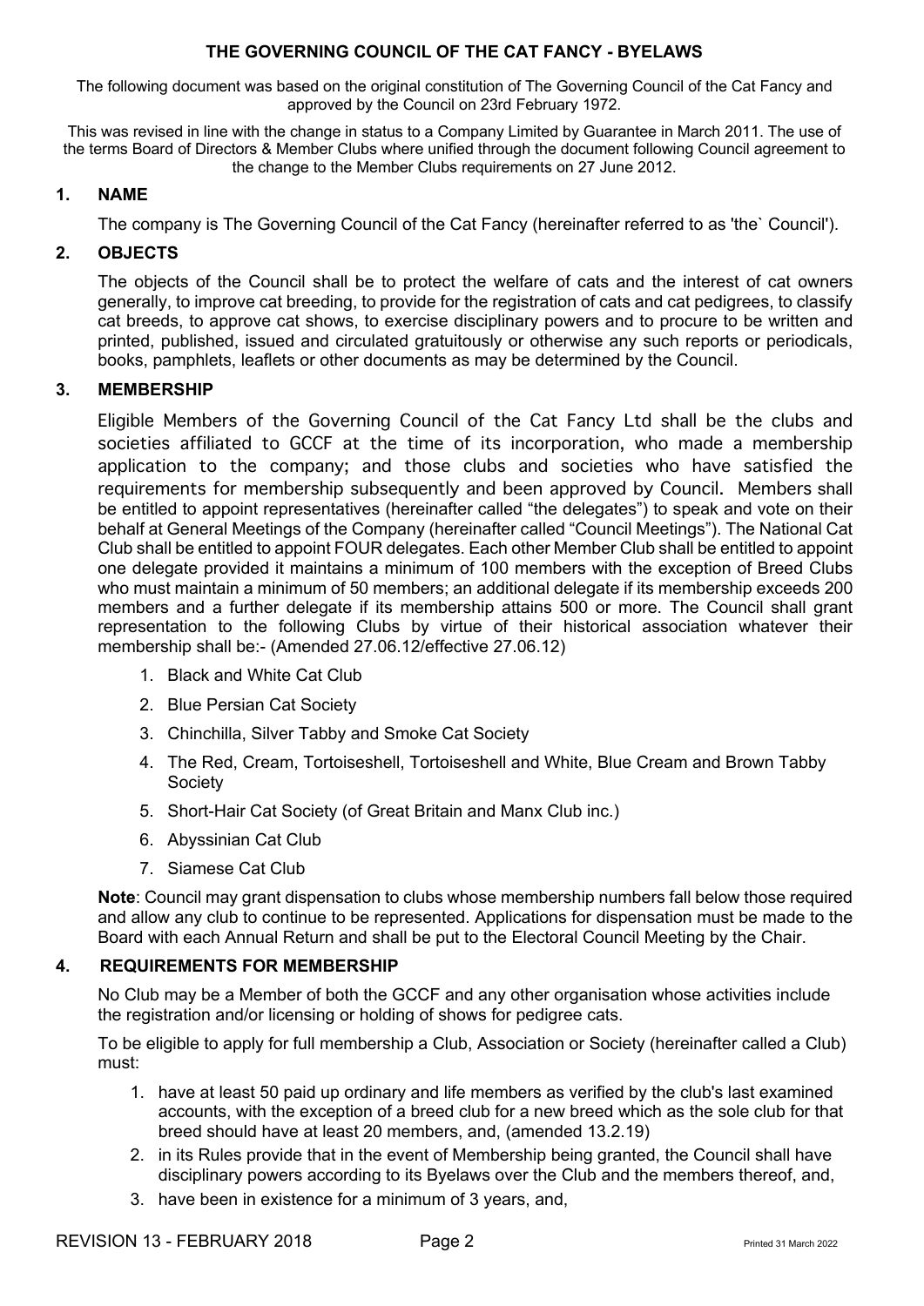# THE GOVERNING COUNCIL OF THE CAT FANCY - BYELAWS

The following document was based on the original constitution of The Governing Council of the Cat Fancy and approved by the Council on 23rd February 1972.

This was revised in line with the change in status to a Company Limited by Guarantee in March 2011. The use of the terms Board of Directors & Member Clubs where unified through the document following Council agreement to the change to the Member Clubs requirements on 27 June 2012.

## 1. NAME

The company is The Governing Council of the Cat Fancy (hereinafter referred to as 'the` Council').

## 2. OBJECTS

The objects of the Council shall be to protect the welfare of cats and the interest of cat owners generally, to improve cat breeding, to provide for the registration of cats and cat pedigrees, to classify cat breeds, to approve cat shows, to exercise disciplinary powers and to procure to be written and printed, published, issued and circulated gratuitously or otherwise any such reports or periodicals, books, pamphlets, leaflets or other documents as may be determined by the Council.

## 3. MEMBERSHIP

Eligible Members of the Governing Council of the Cat Fancy Ltd shall be the clubs and societies affiliated to GCCF at the time of its incorporation, who made a membership application to the company; and those clubs and societies who have satisfied the requirements for membership subsequently and been approved by Council. Members shall be entitled to appoint representatives (hereinafter called "the delegates") to speak and vote on their behalf at General Meetings of the Company (hereinafter called "Council Meetings"). The National Cat Club shall be entitled to appoint FOUR delegates. Each other Member Club shall be entitled to appoint one delegate provided it maintains a minimum of 100 members with the exception of Breed Clubs who must maintain a minimum of 50 members; an additional delegate if its membership exceeds 200 members and a further delegate if its membership attains 500 or more. The Council shall grant representation to the following Clubs by virtue of their historical association whatever their membership shall be:- (Amended 27.06.12/effective 27.06.12)

1. Black and White Cat Club
2. Blue Persian Cat Society
3. Chinchilla, Silver Tabby and Smoke Cat Society
4. The Red, Cream, Tortoiseshell, Tortoiseshell and White, Blue Cream and Brown Tabby Society
5. Short-Hair Cat Society (of Great Britain and Manx Club inc.)
6. Abyssinian Cat Club
7. Siamese Cat Club

**Note**: Council may grant dispensation to clubs whose membership numbers fall below those required and allow any club to continue to be represented. Applications for dispensation must be made to the Board with each Annual Return and shall be put to the Electoral Council Meeting by the Chair.

## 4. REQUIREMENTS FOR MEMBERSHIP

No Club may be a Member of both the GCCF and any other organisation whose activities include the registration and/or licensing or holding of shows for pedigree cats.

To be eligible to apply for full membership a Club, Association or Society (hereinafter called a Club) must:

1. have at least 50 paid up ordinary and life members as verified by the club's last examined accounts, with the exception of a breed club for a new breed which as the sole club for that breed should have at least 20 members, and, (amended 13.2.19)
2. in its Rules provide that in the event of Membership being granted, the Council shall have disciplinary powers according to its Byelaws over the Club and the members thereof, and,
3. have been in existence for a minimum of 3 years, and,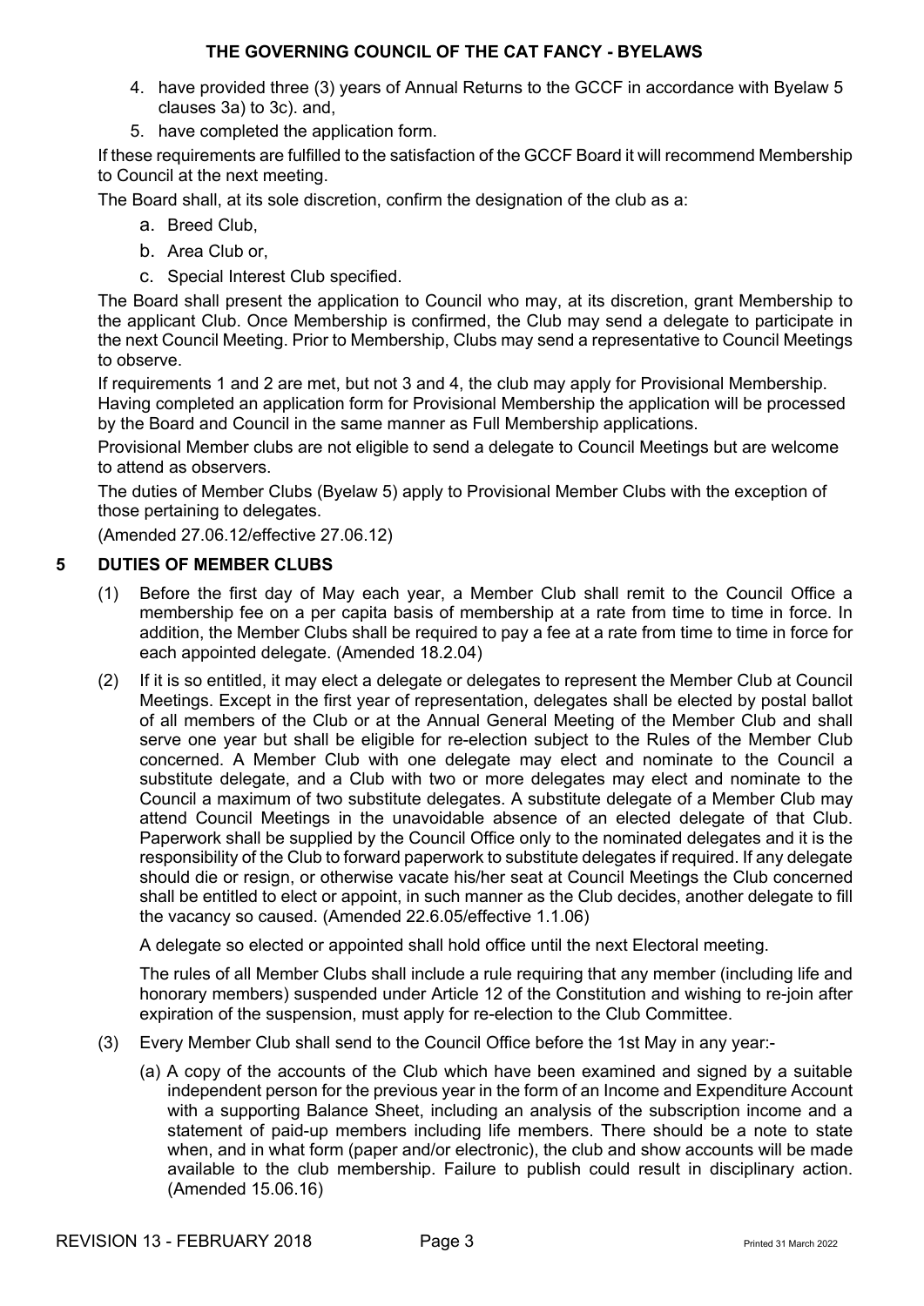4. have provided three (3) years of Annual Returns to the GCCF in accordance with Byelaw 5 clauses 3a) to 3c). and,
5. have completed the application form.

If these requirements are fulfilled to the satisfaction of the GCCF Board it will recommend Membership to Council at the next meeting.

The Board shall, at its sole discretion, confirm the designation of the club as a:

a. Breed Club,
b. Area Club or,
c. Special Interest Club specified.

The Board shall present the application to Council who may, at its discretion, grant Membership to the applicant Club. Once Membership is confirmed, the Club may send a delegate to participate in the next Council Meeting. Prior to Membership, Clubs may send a representative to Council Meetings to observe.

If requirements 1 and 2 are met, but not 3 and 4, the club may apply for Provisional Membership. Having completed an application form for Provisional Membership the application will be processed by the Board and Council in the same manner as Full Membership applications.

Provisional Member clubs are not eligible to send a delegate to Council Meetings but are welcome to attend as observers.

The duties of Member Clubs (Byelaw 5) apply to Provisional Member Clubs with the exception of those pertaining to delegates.

(Amended 27.06.12/effective 27.06.12)

## 5 DUTIES OF MEMBER CLUBS

(1) Before the first day of May each year, a Member Club shall remit to the Council Office a membership fee on a per capita basis of membership at a rate from time to time in force. In addition, the Member Clubs shall be required to pay a fee at a rate from time to time in force for each appointed delegate. (Amended 18.2.04)

(2) If it is so entitled, it may elect a delegate or delegates to represent the Member Club at Council Meetings. Except in the first year of representation, delegates shall be elected by postal ballot of all members of the Club or at the Annual General Meeting of the Member Club and shall serve one year but shall be eligible for re-election subject to the Rules of the Member Club concerned. A Member Club with one delegate may elect and nominate to the Council a substitute delegate, and a Club with two or more delegates may elect and nominate to the Council a maximum of two substitute delegates. A substitute delegate of a Member Club may attend Council Meetings in the unavoidable absence of an elected delegate of that Club. Paperwork shall be supplied by the Council Office only to the nominated delegates and it is the responsibility of the Club to forward paperwork to substitute delegates if required. If any delegate should die or resign, or otherwise vacate his/her seat at Council Meetings the Club concerned shall be entitled to elect or appoint, in such manner as the Club decides, another delegate to fill the vacancy so caused. (Amended 22.6.05/effective 1.1.06)

A delegate so elected or appointed shall hold office until the next Electoral meeting.

The rules of all Member Clubs shall include a rule requiring that any member (including life and honorary members) suspended under Article 12 of the Constitution and wishing to re-join after expiration of the suspension, must apply for re-election to the Club Committee.

(3) Every Member Club shall send to the Council Office before the 1st May in any year:-

(a) A copy of the accounts of the Club which have been examined and signed by a suitable independent person for the previous year in the form of an Income and Expenditure Account with a supporting Balance Sheet, including an analysis of the subscription income and a statement of paid-up members including life members. There should be a note to state when, and in what form (paper and/or electronic), the club and show accounts will be made available to the club membership. Failure to publish could result in disciplinary action. (Amended 15.06.16)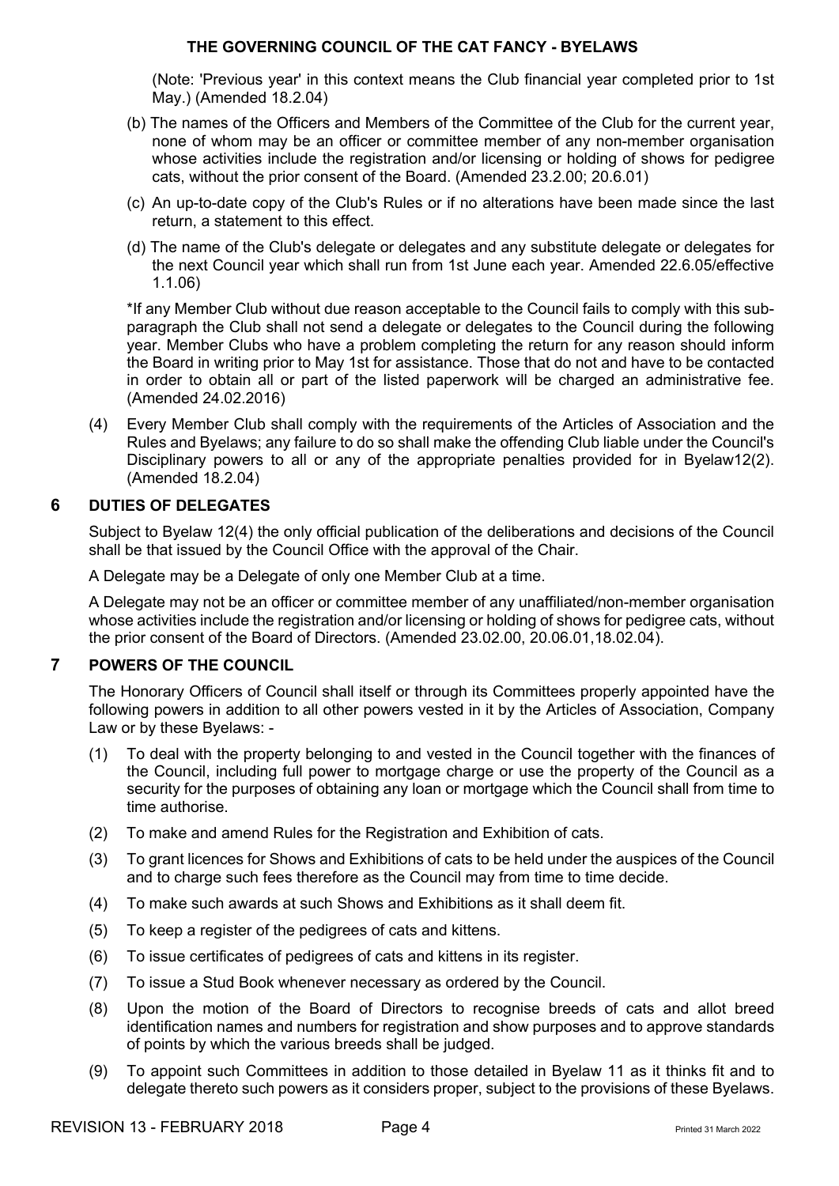(Note: 'Previous year' in this context means the Club financial year completed prior to 1st May.) (Amended 18.2.04)

(b) The names of the Officers and Members of the Committee of the Club for the current year, none of whom may be an officer or committee member of any non-member organisation whose activities include the registration and/or licensing or holding of shows for pedigree cats, without the prior consent of the Board. (Amended 23.2.00; 20.6.01)

(c) An up-to-date copy of the Club's Rules or if no alterations have been made since the last return, a statement to this effect.

(d) The name of the Club's delegate or delegates and any substitute delegate or delegates for the next Council year which shall run from 1st June each year. Amended 22.6.05/effective 1.1.06)

*If any Member Club without due reason acceptable to the Council fails to comply with this sub-paragraph the Club shall not send a delegate or delegates to the Council during the following year. Member Clubs who have a problem completing the return for any reason should inform the Board in writing prior to May 1st for assistance. Those that do not and have to be contacted in order to obtain all or part of the listed paperwork will be charged an administrative fee. (Amended 24.02.2016)

(4) Every Member Club shall comply with the requirements of the Articles of Association and the Rules and Byelaws; any failure to do so shall make the offending Club liable under the Council's Disciplinary powers to all or any of the appropriate penalties provided for in Byelaw12(2). (Amended 18.2.04)

## 6 DUTIES OF DELEGATES

Subject to Byelaw 12(4) the only official publication of the deliberations and decisions of the Council shall be that issued by the Council Office with the approval of the Chair.

A Delegate may be a Delegate of only one Member Club at a time.

A Delegate may not be an officer or committee member of any unaffiliated/non-member organisation whose activities include the registration and/or licensing or holding of shows for pedigree cats, without the prior consent of the Board of Directors. (Amended 23.02.00, 20.06.01,18.02.04).

## 7 POWERS OF THE COUNCIL

The Honorary Officers of Council shall itself or through its Committees properly appointed have the following powers in addition to all other powers vested in it by the Articles of Association, Company Law or by these Byelaws: -

(1) To deal with the property belonging to and vested in the Council together with the finances of the Council, including full power to mortgage charge or use the property of the Council as a security for the purposes of obtaining any loan or mortgage which the Council shall from time to time authorise.

(2) To make and amend Rules for the Registration and Exhibition of cats.

(3) To grant licences for Shows and Exhibitions of cats to be held under the auspices of the Council and to charge such fees therefore as the Council may from time to time decide.

(4) To make such awards at such Shows and Exhibitions as it shall deem fit.

(5) To keep a register of the pedigrees of cats and kittens.

(6) To issue certificates of pedigrees of cats and kittens in its register.

(7) To issue a Stud Book whenever necessary as ordered by the Council.

(8) Upon the motion of the Board of Directors to recognise breeds of cats and allot breed identification names and numbers for registration and show purposes and to approve standards of points by which the various breeds shall be judged.

(9) To appoint such Committees in addition to those detailed in Byelaw 11 as it thinks fit and to delegate thereto such powers as it considers proper, subject to the provisions of these Byelaws.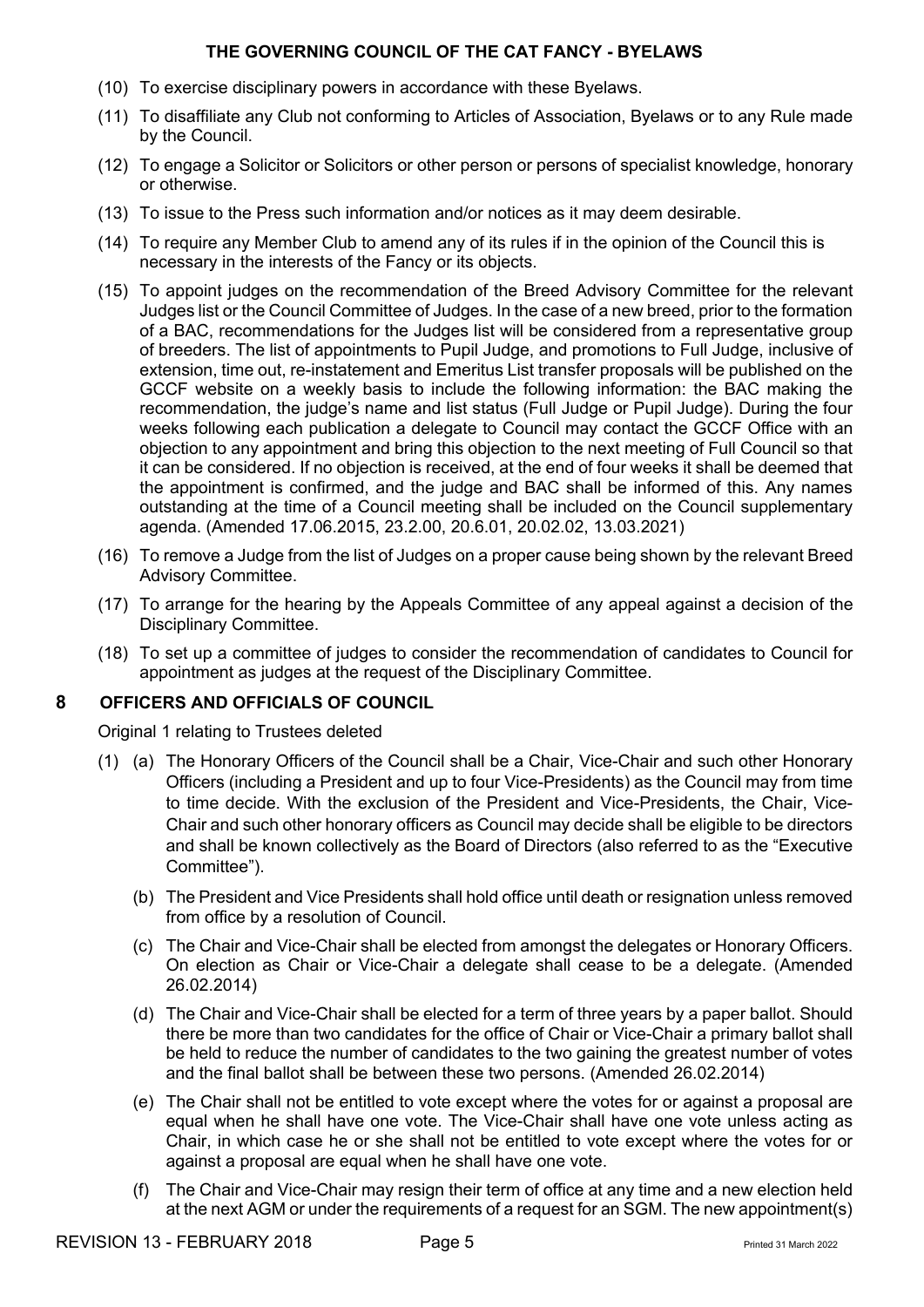(10) To exercise disciplinary powers in accordance with these Byelaws.

(11) To disaffiliate any Club not conforming to Articles of Association, Byelaws or to any Rule made by the Council.

(12) To engage a Solicitor or Solicitors or other person or persons of specialist knowledge, honorary or otherwise.

(13) To issue to the Press such information and/or notices as it may deem desirable.

(14) To require any Member Club to amend any of its rules if in the opinion of the Council this is necessary in the interests of the Fancy or its objects.

(15) To appoint judges on the recommendation of the Breed Advisory Committee for the relevant Judges list or the Council Committee of Judges. In the case of a new breed, prior to the formation of a BAC, recommendations for the Judges list will be considered from a representative group of breeders. The list of appointments to Pupil Judge, and promotions to Full Judge, inclusive of extension, time out, re-instatement and Emeritus List transfer proposals will be published on the GCCF website on a weekly basis to include the following information: the BAC making the recommendation, the judge's name and list status (Full Judge or Pupil Judge). During the four weeks following each publication a delegate to Council may contact the GCCF Office with an objection to any appointment and bring this objection to the next meeting of Full Council so that it can be considered. If no objection is received, at the end of four weeks it shall be deemed that the appointment is confirmed, and the judge and BAC shall be informed of this. Any names outstanding at the time of a Council meeting shall be included on the Council supplementary agenda. (Amended 17.06.2015, 23.2.00, 20.6.01, 20.02.02, 13.03.2021)

(16) To remove a Judge from the list of Judges on a proper cause being shown by the relevant Breed Advisory Committee.

(17) To arrange for the hearing by the Appeals Committee of any appeal against a decision of the Disciplinary Committee.

(18) To set up a committee of judges to consider the recommendation of candidates to Council for appointment as judges at the request of the Disciplinary Committee.

## 8 OFFICERS AND OFFICIALS OF COUNCIL

Original 1 relating to Trustees deleted

(1) (a) The Honorary Officers of the Council shall be a Chair, Vice-Chair and such other Honorary Officers (including a President and up to four Vice-Presidents) as the Council may from time to time decide. With the exclusion of the President and Vice-Presidents, the Chair, Vice-Chair and such other honorary officers as Council may decide shall be eligible to be directors and shall be known collectively as the Board of Directors (also referred to as the "Executive Committee").

(b) The President and Vice Presidents shall hold office until death or resignation unless removed from office by a resolution of Council.

(c) The Chair and Vice-Chair shall be elected from amongst the delegates or Honorary Officers. On election as Chair or Vice-Chair a delegate shall cease to be a delegate. (Amended 26.02.2014)

(d) The Chair and Vice-Chair shall be elected for a term of three years by a paper ballot. Should there be more than two candidates for the office of Chair or Vice-Chair a primary ballot shall be held to reduce the number of candidates to the two gaining the greatest number of votes and the final ballot shall be between these two persons. (Amended 26.02.2014)

(e) The Chair shall not be entitled to vote except where the votes for or against a proposal are equal when he shall have one vote. The Vice-Chair shall have one vote unless acting as Chair, in which case he or she shall not be entitled to vote except where the votes for or against a proposal are equal when he shall have one vote.

(f) The Chair and Vice-Chair may resign their term of office at any time and a new election held at the next AGM or under the requirements of a request for an SGM. The new appointment(s)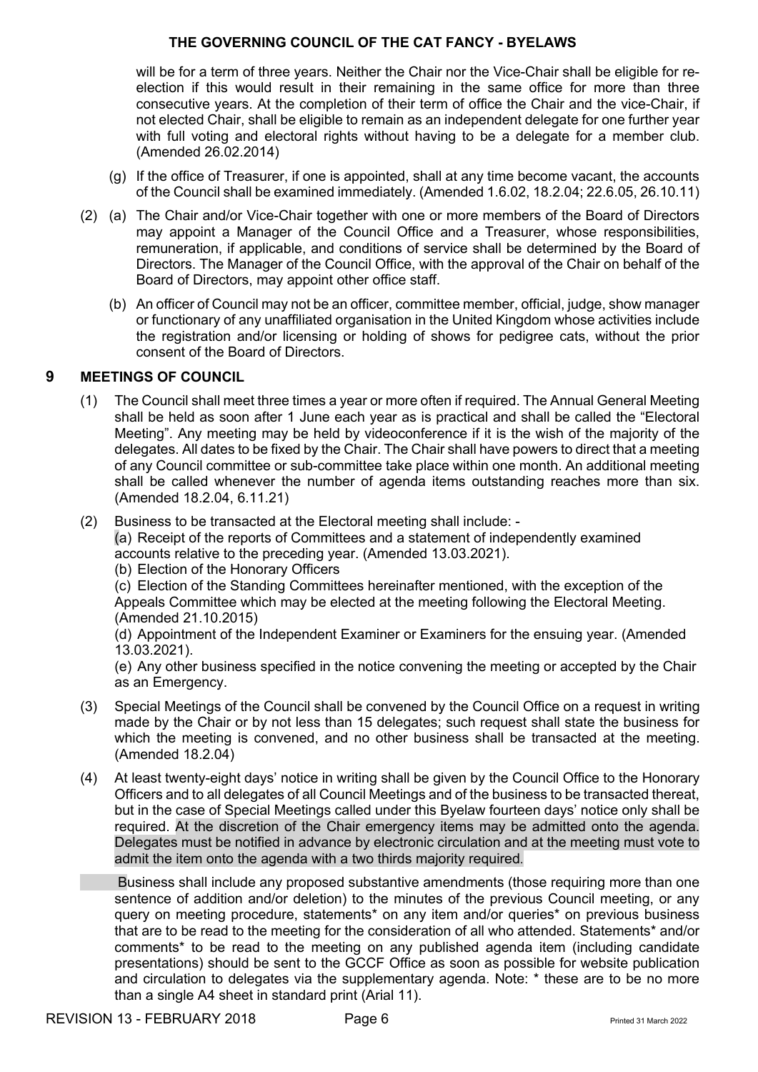will be for a term of three years. Neither the Chair nor the Vice-Chair shall be eligible for re-election if this would result in their remaining in the same office for more than three consecutive years. At the completion of their term of office the Chair and the vice-Chair, if not elected Chair, shall be eligible to remain as an independent delegate for one further year with full voting and electoral rights without having to be a delegate for a member club. (Amended 26.02.2014)

(g) If the office of Treasurer, if one is appointed, shall at any time become vacant, the accounts of the Council shall be examined immediately. (Amended 1.6.02, 18.2.04; 22.6.05, 26.10.11)

(2) (a) The Chair and/or Vice-Chair together with one or more members of the Board of Directors may appoint a Manager of the Council Office and a Treasurer, whose responsibilities, remuneration, if applicable, and conditions of service shall be determined by the Board of Directors. The Manager of the Council Office, with the approval of the Chair on behalf of the Board of Directors, may appoint other office staff.

(b) An officer of Council may not be an officer, committee member, official, judge, show manager or functionary of any unaffiliated organisation in the United Kingdom whose activities include the registration and/or licensing or holding of shows for pedigree cats, without the prior consent of the Board of Directors.

## 9 MEETINGS OF COUNCIL

(1) The Council shall meet three times a year or more often if required. The Annual General Meeting shall be held as soon after 1 June each year as is practical and shall be called the "Electoral Meeting". Any meeting may be held by videoconference if it is the wish of the majority of the delegates. All dates to be fixed by the Chair. The Chair shall have powers to direct that a meeting of any Council committee or sub-committee take place within one month. An additional meeting shall be called whenever the number of agenda items outstanding reaches more than six. (Amended 18.2.04, 6.11.21)

(2) Business to be transacted at the Electoral meeting shall include: -

(a) Receipt of the reports of Committees and a statement of independently examined accounts relative to the preceding year. (Amended 13.03.2021).

(b) Election of the Honorary Officers

(c) Election of the Standing Committees hereinafter mentioned, with the exception of the Appeals Committee which may be elected at the meeting following the Electoral Meeting. (Amended 21.10.2015)

(d) Appointment of the Independent Examiner or Examiners for the ensuing year. (Amended 13.03.2021).

(e) Any other business specified in the notice convening the meeting or accepted by the Chair as an Emergency.

(3) Special Meetings of the Council shall be convened by the Council Office on a request in writing made by the Chair or by not less than 15 delegates; such request shall state the business for which the meeting is convened, and no other business shall be transacted at the meeting. (Amended 18.2.04)

(4) At least twenty-eight days' notice in writing shall be given by the Council Office to the Honorary Officers and to all delegates of all Council Meetings and of the business to be transacted thereat, but in the case of Special Meetings called under this Byelaw fourteen days' notice only shall be required. At the discretion of the Chair emergency items may be admitted onto the agenda. Delegates must be notified in advance by electronic circulation and at the meeting must vote to admit the item onto the agenda with a two thirds majority required.

Business shall include any proposed substantive amendments (those requiring more than one sentence of addition and/or deletion) to the minutes of the previous Council meeting, or any query on meeting procedure, statements* on any item and/or queries* on previous business that are to be read to the meeting for the consideration of all who attended. Statements* and/or comments* to be read to the meeting on any published agenda item (including candidate presentations) should be sent to the GCCF Office as soon as possible for website publication and circulation to delegates via the supplementary agenda. Note: * these are to be no more than a single A4 sheet in standard print (Arial 11).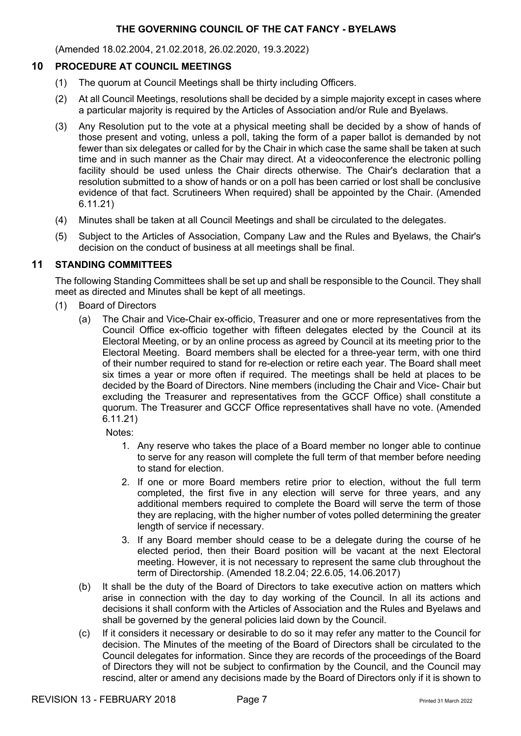(Amended 18.02.2004, 21.02.2018, 26.02.2020, 19.3.2022)

## 10 PROCEDURE AT COUNCIL MEETINGS

(1) The quorum at Council Meetings shall be thirty including Officers.

(2) At all Council Meetings, resolutions shall be decided by a simple majority except in cases where a particular majority is required by the Articles of Association and/or Rule and Byelaws.

(3) Any Resolution put to the vote at a physical meeting shall be decided by a show of hands of those present and voting, unless a poll, taking the form of a paper ballot is demanded by not fewer than six delegates or called for by the Chair in which case the same shall be taken at such time and in such manner as the Chair may direct. At a videoconference the electronic polling facility should be used unless the Chair directs otherwise. The Chair's declaration that a resolution submitted to a show of hands or on a poll has been carried or lost shall be conclusive evidence of that fact. Scrutineers When required) shall be appointed by the Chair. (Amended 6.11.21)

(4) Minutes shall be taken at all Council Meetings and shall be circulated to the delegates.

(5) Subject to the Articles of Association, Company Law and the Rules and Byelaws, the Chair's decision on the conduct of business at all meetings shall be final.

## 11 STANDING COMMITTEES

The following Standing Committees shall be set up and shall be responsible to the Council. They shall meet as directed and Minutes shall be kept of all meetings.

(1) Board of Directors

(a) The Chair and Vice-Chair ex-officio, Treasurer and one or more representatives from the Council Office ex-officio together with fifteen delegates elected by the Council at its Electoral Meeting, or by an online process as agreed by Council at its meeting prior to the Electoral Meeting. Board members shall be elected for a three-year term, with one third of their number required to stand for re-election or retire each year. The Board shall meet six times a year or more often if required. The meetings shall be held at places to be decided by the Board of Directors. Nine members (including the Chair and Vice- Chair but excluding the Treasurer and representatives from the GCCF Office) shall constitute a quorum. The Treasurer and GCCF Office representatives shall have no vote. (Amended 6.11.21)

Notes:

1. Any reserve who takes the place of a Board member no longer able to continue to serve for any reason will complete the full term of that member before needing to stand for election.
2. If one or more Board members retire prior to election, without the full term completed, the first five in any election will serve for three years, and any additional members required to complete the Board will serve the term of those they are replacing, with the higher number of votes polled determining the greater length of service if necessary.
3. If any Board member should cease to be a delegate during the course of he elected period, then their Board position will be vacant at the next Electoral meeting. However, it is not necessary to represent the same club throughout the term of Directorship. (Amended 18.2.04; 22.6.05, 14.06.2017)

(b) It shall be the duty of the Board of Directors to take executive action on matters which arise in connection with the day to day working of the Council. In all its actions and decisions it shall conform with the Articles of Association and the Rules and Byelaws and shall be governed by the general policies laid down by the Council.

(c) If it considers it necessary or desirable to do so it may refer any matter to the Council for decision. The Minutes of the meeting of the Board of Directors shall be circulated to the Council delegates for information. Since they are records of the proceedings of the Board of Directors they will not be subject to confirmation by the Council, and the Council may rescind, alter or amend any decisions made by the Board of Directors only if it is shown to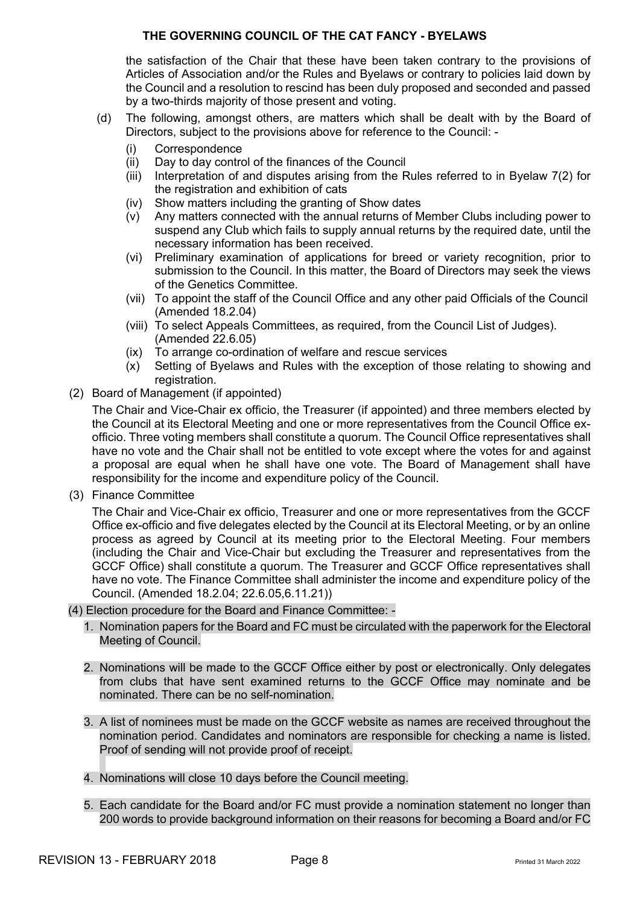the satisfaction of the Chair that these have been taken contrary to the provisions of Articles of Association and/or the Rules and Byelaws or contrary to policies laid down by the Council and a resolution to rescind has been duly proposed and seconded and passed by a two-thirds majority of those present and voting.

(d) The following, amongst others, are matters which shall be dealt with by the Board of Directors, subject to the provisions above for reference to the Council: -

  (i) Correspondence
  (ii) Day to day control of the finances of the Council
  (iii) Interpretation of and disputes arising from the Rules referred to in Byelaw 7(2) for the registration and exhibition of cats
  (iv) Show matters including the granting of Show dates
  (v) Any matters connected with the annual returns of Member Clubs including power to suspend any Club which fails to supply annual returns by the required date, until the necessary information has been received.
  (vi) Preliminary examination of applications for breed or variety recognition, prior to submission to the Council. In this matter, the Board of Directors may seek the views of the Genetics Committee.
  (vii) To appoint the staff of the Council Office and any other paid Officials of the Council (Amended 18.2.04)
  (viii) To select Appeals Committees, as required, from the Council List of Judges). (Amended 22.6.05)
  (ix) To arrange co-ordination of welfare and rescue services
  (x) Setting of Byelaws and Rules with the exception of those relating to showing and registration.

(2) Board of Management (if appointed)

The Chair and Vice-Chair ex officio, the Treasurer (if appointed) and three members elected by the Council at its Electoral Meeting and one or more representatives from the Council Office ex-officio. Three voting members shall constitute a quorum. The Council Office representatives shall have no vote and the Chair shall not be entitled to vote except where the votes for and against a proposal are equal when he shall have one vote. The Board of Management shall have responsibility for the income and expenditure policy of the Council.

(3) Finance Committee

The Chair and Vice-Chair ex officio, Treasurer and one or more representatives from the GCCF Office ex-officio and five delegates elected by the Council at its Electoral Meeting, or by an online process as agreed by Council at its meeting prior to the Electoral Meeting. Four members (including the Chair and Vice-Chair but excluding the Treasurer and representatives from the GCCF Office) shall constitute a quorum. The Treasurer and GCCF Office representatives shall have no vote. The Finance Committee shall administer the income and expenditure policy of the Council. (Amended 18.2.04; 22.6.05,6.11.21))

(4) Election procedure for the Board and Finance Committee: -

1. Nomination papers for the Board and FC must be circulated with the paperwork for the Electoral Meeting of Council.

2. Nominations will be made to the GCCF Office either by post or electronically. Only delegates from clubs that have sent examined returns to the GCCF Office may nominate and be nominated. There can be no self-nomination.

3. A list of nominees must be made on the GCCF website as names are received throughout the nomination period. Candidates and nominators are responsible for checking a name is listed. Proof of sending will not provide proof of receipt.

4. Nominations will close 10 days before the Council meeting.

5. Each candidate for the Board and/or FC must provide a nomination statement no longer than 200 words to provide background information on their reasons for becoming a Board and/or FC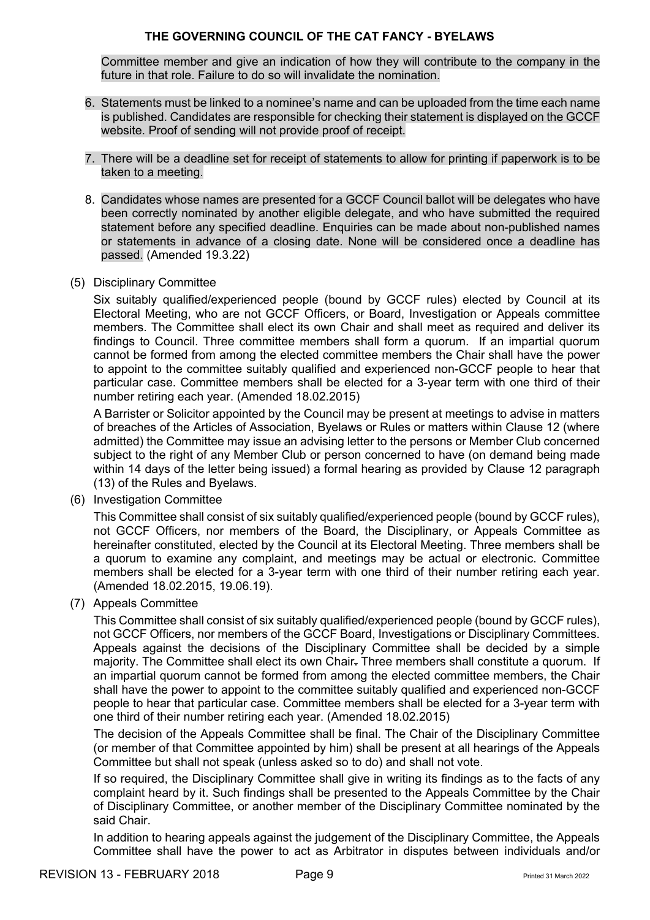Committee member and give an indication of how they will contribute to the company in the future in that role. Failure to do so will invalidate the nomination.

6. Statements must be linked to a nominee's name and can be uploaded from the time each name is published. Candidates are responsible for checking their statement is displayed on the GCCF website. Proof of sending will not provide proof of receipt.

7. There will be a deadline set for receipt of statements to allow for printing if paperwork is to be taken to a meeting.

8. Candidates whose names are presented for a GCCF Council ballot will be delegates who have been correctly nominated by another eligible delegate, and who have submitted the required statement before any specified deadline. Enquiries can be made about non-published names or statements in advance of a closing date. None will be considered once a deadline has passed. (Amended 19.3.22)

(5) Disciplinary Committee

Six suitably qualified/experienced people (bound by GCCF rules) elected by Council at its Electoral Meeting, who are not GCCF Officers, or Board, Investigation or Appeals committee members. The Committee shall elect its own Chair and shall meet as required and deliver its findings to Council. Three committee members shall form a quorum. If an impartial quorum cannot be formed from among the elected committee members the Chair shall have the power to appoint to the committee suitably qualified and experienced non-GCCF people to hear that particular case. Committee members shall be elected for a 3-year term with one third of their number retiring each year. (Amended 18.02.2015)

A Barrister or Solicitor appointed by the Council may be present at meetings to advise in matters of breaches of the Articles of Association, Byelaws or Rules or matters within Clause 12 (where admitted) the Committee may issue an advising letter to the persons or Member Club concerned subject to the right of any Member Club or person concerned to have (on demand being made within 14 days of the letter being issued) a formal hearing as provided by Clause 12 paragraph (13) of the Rules and Byelaws.

(6) Investigation Committee

This Committee shall consist of six suitably qualified/experienced people (bound by GCCF rules), not GCCF Officers, nor members of the Board, the Disciplinary, or Appeals Committee as hereinafter constituted, elected by the Council at its Electoral Meeting. Three members shall be a quorum to examine any complaint, and meetings may be actual or electronic. Committee members shall be elected for a 3-year term with one third of their number retiring each year. (Amended 18.02.2015, 19.06.19).

(7) Appeals Committee

This Committee shall consist of six suitably qualified/experienced people (bound by GCCF rules), not GCCF Officers, nor members of the GCCF Board, Investigations or Disciplinary Committees. Appeals against the decisions of the Disciplinary Committee shall be decided by a simple majority. The Committee shall elect its own Chair. Three members shall constitute a quorum. If an impartial quorum cannot be formed from among the elected committee members, the Chair shall have the power to appoint to the committee suitably qualified and experienced non-GCCF people to hear that particular case. Committee members shall be elected for a 3-year term with one third of their number retiring each year. (Amended 18.02.2015)

The decision of the Appeals Committee shall be final. The Chair of the Disciplinary Committee (or member of that Committee appointed by him) shall be present at all hearings of the Appeals Committee but shall not speak (unless asked so to do) and shall not vote.

If so required, the Disciplinary Committee shall give in writing its findings as to the facts of any complaint heard by it. Such findings shall be presented to the Appeals Committee by the Chair of Disciplinary Committee, or another member of the Disciplinary Committee nominated by the said Chair.

In addition to hearing appeals against the judgement of the Disciplinary Committee, the Appeals Committee shall have the power to act as Arbitrator in disputes between individuals and/or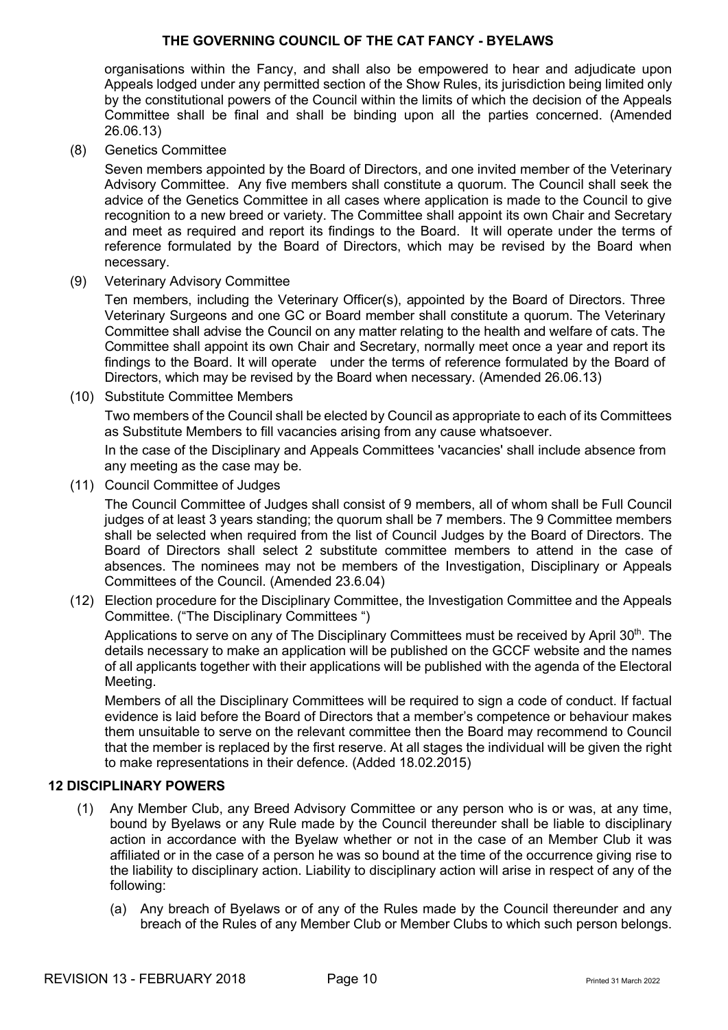organisations within the Fancy, and shall also be empowered to hear and adjudicate upon Appeals lodged under any permitted section of the Show Rules, its jurisdiction being limited only by the constitutional powers of the Council within the limits of which the decision of the Appeals Committee shall be final and shall be binding upon all the parties concerned. (Amended 26.06.13)

(8) Genetics Committee

Seven members appointed by the Board of Directors, and one invited member of the Veterinary Advisory Committee. Any five members shall constitute a quorum. The Council shall seek the advice of the Genetics Committee in all cases where application is made to the Council to give recognition to a new breed or variety. The Committee shall appoint its own Chair and Secretary and meet as required and report its findings to the Board. It will operate under the terms of reference formulated by the Board of Directors, which may be revised by the Board when necessary.

(9) Veterinary Advisory Committee

Ten members, including the Veterinary Officer(s), appointed by the Board of Directors. Three Veterinary Surgeons and one GC or Board member shall constitute a quorum. The Veterinary Committee shall advise the Council on any matter relating to the health and welfare of cats. The Committee shall appoint its own Chair and Secretary, normally meet once a year and report its findings to the Board. It will operate under the terms of reference formulated by the Board of Directors, which may be revised by the Board when necessary. (Amended 26.06.13)

(10) Substitute Committee Members

Two members of the Council shall be elected by Council as appropriate to each of its Committees as Substitute Members to fill vacancies arising from any cause whatsoever.

In the case of the Disciplinary and Appeals Committees 'vacancies' shall include absence from any meeting as the case may be.

(11) Council Committee of Judges

The Council Committee of Judges shall consist of 9 members, all of whom shall be Full Council judges of at least 3 years standing; the quorum shall be 7 members. The 9 Committee members shall be selected when required from the list of Council Judges by the Board of Directors. The Board of Directors shall select 2 substitute committee members to attend in the case of absences. The nominees may not be members of the Investigation, Disciplinary or Appeals Committees of the Council. (Amended 23.6.04)

(12) Election procedure for the Disciplinary Committee, the Investigation Committee and the Appeals Committee. ("The Disciplinary Committees ")

Applications to serve on any of The Disciplinary Committees must be received by April 30th. The details necessary to make an application will be published on the GCCF website and the names of all applicants together with their applications will be published with the agenda of the Electoral Meeting.

Members of all the Disciplinary Committees will be required to sign a code of conduct. If factual evidence is laid before the Board of Directors that a member's competence or behaviour makes them unsuitable to serve on the relevant committee then the Board may recommend to Council that the member is replaced by the first reserve. At all stages the individual will be given the right to make representations in their defence. (Added 18.02.2015)

## 12 DISCIPLINARY POWERS

(1) Any Member Club, any Breed Advisory Committee or any person who is or was, at any time, bound by Byelaws or any Rule made by the Council thereunder shall be liable to disciplinary action in accordance with the Byelaw whether or not in the case of an Member Club it was affiliated or in the case of a person he was so bound at the time of the occurrence giving rise to the liability to disciplinary action. Liability to disciplinary action will arise in respect of any of the following:

(a) Any breach of Byelaws or of any of the Rules made by the Council thereunder and any breach of the Rules of any Member Club or Member Clubs to which such person belongs.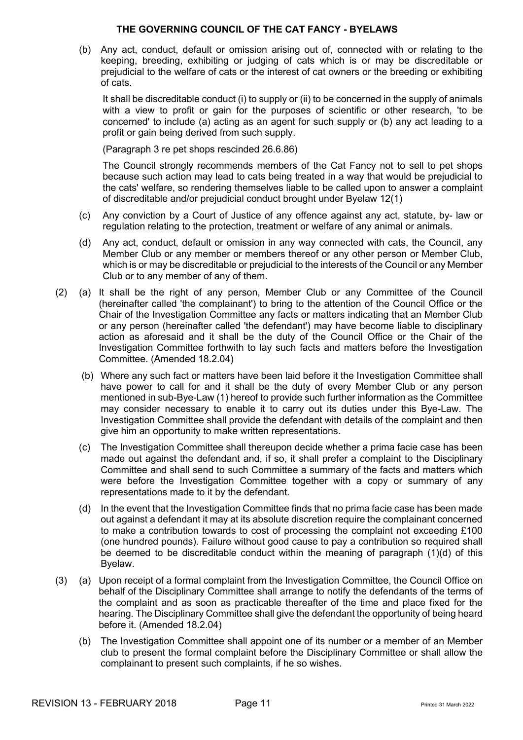(b) Any act, conduct, default or omission arising out of, connected with or relating to the keeping, breeding, exhibiting or judging of cats which is or may be discreditable or prejudicial to the welfare of cats or the interest of cat owners or the breeding or exhibiting of cats.

It shall be discreditable conduct (i) to supply or (ii) to be concerned in the supply of animals with a view to profit or gain for the purposes of scientific or other research, 'to be concerned' to include (a) acting as an agent for such supply or (b) any act leading to a profit or gain being derived from such supply.

(Paragraph 3 re pet shops rescinded 26.6.86)

The Council strongly recommends members of the Cat Fancy not to sell to pet shops because such action may lead to cats being treated in a way that would be prejudicial to the cats' welfare, so rendering themselves liable to be called upon to answer a complaint of discreditable and/or prejudicial conduct brought under Byelaw 12(1)

(c) Any conviction by a Court of Justice of any offence against any act, statute, by- law or regulation relating to the protection, treatment or welfare of any animal or animals.

(d) Any act, conduct, default or omission in any way connected with cats, the Council, any Member Club or any member or members thereof or any other person or Member Club, which is or may be discreditable or prejudicial to the interests of the Council or any Member Club or to any member of any of them.

(2) (a) It shall be the right of any person, Member Club or any Committee of the Council (hereinafter called 'the complainant') to bring to the attention of the Council Office or the Chair of the Investigation Committee any facts or matters indicating that an Member Club or any person (hereinafter called 'the defendant') may have become liable to disciplinary action as aforesaid and it shall be the duty of the Council Office or the Chair of the Investigation Committee forthwith to lay such facts and matters before the Investigation Committee. (Amended 18.2.04)

(b) Where any such fact or matters have been laid before it the Investigation Committee shall have power to call for and it shall be the duty of every Member Club or any person mentioned in sub-Bye-Law (1) hereof to provide such further information as the Committee may consider necessary to enable it to carry out its duties under this Bye-Law. The Investigation Committee shall provide the defendant with details of the complaint and then give him an opportunity to make written representations.

(c) The Investigation Committee shall thereupon decide whether a prima facie case has been made out against the defendant and, if so, it shall prefer a complaint to the Disciplinary Committee and shall send to such Committee a summary of the facts and matters which were before the Investigation Committee together with a copy or summary of any representations made to it by the defendant.

(d) In the event that the Investigation Committee finds that no prima facie case has been made out against a defendant it may at its absolute discretion require the complainant concerned to make a contribution towards to cost of processing the complaint not exceeding £100 (one hundred pounds). Failure without good cause to pay a contribution so required shall be deemed to be discreditable conduct within the meaning of paragraph (1)(d) of this Byelaw.

(3) (a) Upon receipt of a formal complaint from the Investigation Committee, the Council Office on behalf of the Disciplinary Committee shall arrange to notify the defendants of the terms of the complaint and as soon as practicable thereafter of the time and place fixed for the hearing. The Disciplinary Committee shall give the defendant the opportunity of being heard before it. (Amended 18.2.04)

(b) The Investigation Committee shall appoint one of its number or a member of an Member club to present the formal complaint before the Disciplinary Committee or shall allow the complainant to present such complaints, if he so wishes.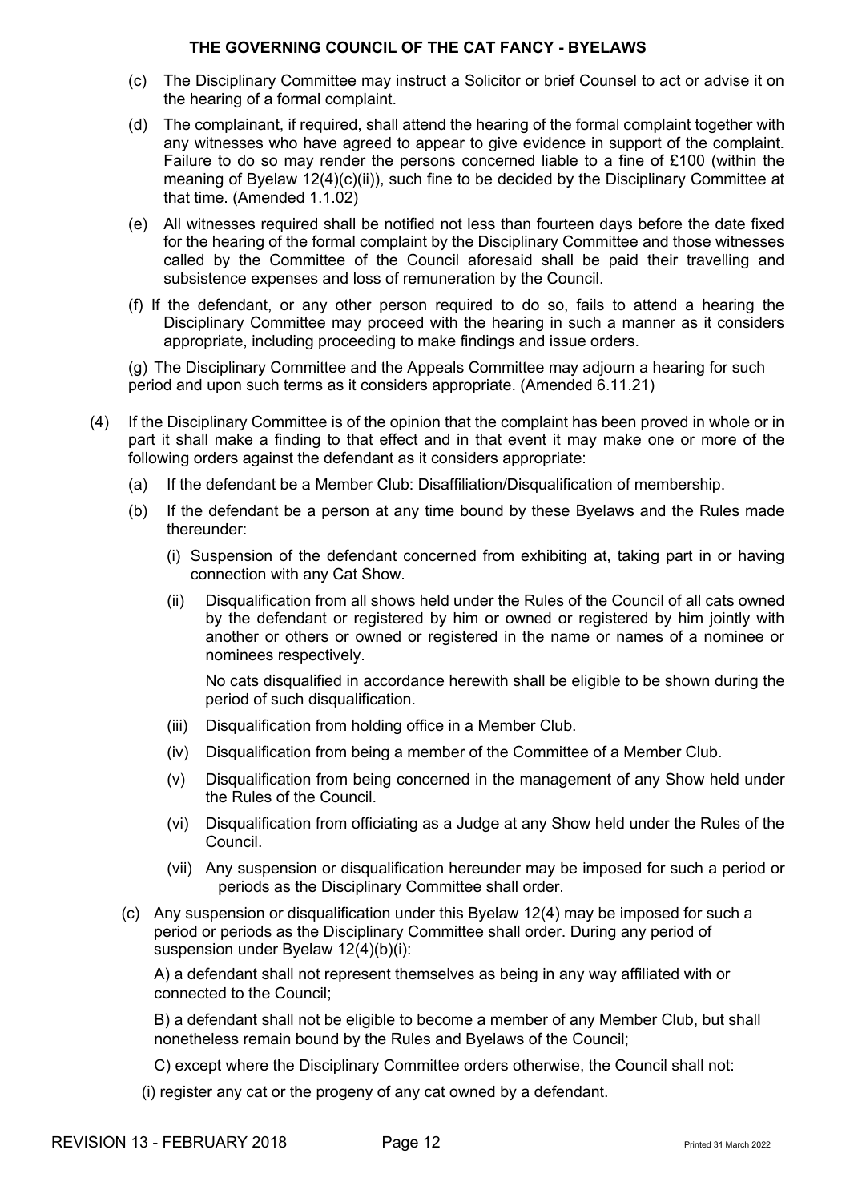(c) The Disciplinary Committee may instruct a Solicitor or brief Counsel to act or advise it on the hearing of a formal complaint.

(d) The complainant, if required, shall attend the hearing of the formal complaint together with any witnesses who have agreed to appear to give evidence in support of the complaint. Failure to do so may render the persons concerned liable to a fine of £100 (within the meaning of Byelaw 12(4)(c)(ii)), such fine to be decided by the Disciplinary Committee at that time. (Amended 1.1.02)

(e) All witnesses required shall be notified not less than fourteen days before the date fixed for the hearing of the formal complaint by the Disciplinary Committee and those witnesses called by the Committee of the Council aforesaid shall be paid their travelling and subsistence expenses and loss of remuneration by the Council.

(f) If the defendant, or any other person required to do so, fails to attend a hearing the Disciplinary Committee may proceed with the hearing in such a manner as it considers appropriate, including proceeding to make findings and issue orders.

(g) The Disciplinary Committee and the Appeals Committee may adjourn a hearing for such period and upon such terms as it considers appropriate. (Amended 6.11.21)

(4) If the Disciplinary Committee is of the opinion that the complaint has been proved in whole or in part it shall make a finding to that effect and in that event it may make one or more of the following orders against the defendant as it considers appropriate:

(a) If the defendant be a Member Club: Disaffiliation/Disqualification of membership.

(b) If the defendant be a person at any time bound by these Byelaws and the Rules made thereunder:

(i) Suspension of the defendant concerned from exhibiting at, taking part in or having connection with any Cat Show.

(ii) Disqualification from all shows held under the Rules of the Council of all cats owned by the defendant or registered by him or owned or registered by him jointly with another or others or owned or registered in the name or names of a nominee or nominees respectively.

No cats disqualified in accordance herewith shall be eligible to be shown during the period of such disqualification.

(iii) Disqualification from holding office in a Member Club.

(iv) Disqualification from being a member of the Committee of a Member Club.

(v) Disqualification from being concerned in the management of any Show held under the Rules of the Council.

(vi) Disqualification from officiating as a Judge at any Show held under the Rules of the Council.

(vii) Any suspension or disqualification hereunder may be imposed for such a period or periods as the Disciplinary Committee shall order.

(c) Any suspension or disqualification under this Byelaw 12(4) may be imposed for such a period or periods as the Disciplinary Committee shall order. During any period of suspension under Byelaw 12(4)(b)(i):

A) a defendant shall not represent themselves as being in any way affiliated with or connected to the Council;

B) a defendant shall not be eligible to become a member of any Member Club, but shall nonetheless remain bound by the Rules and Byelaws of the Council;

C) except where the Disciplinary Committee orders otherwise, the Council shall not:

(i) register any cat or the progeny of any cat owned by a defendant.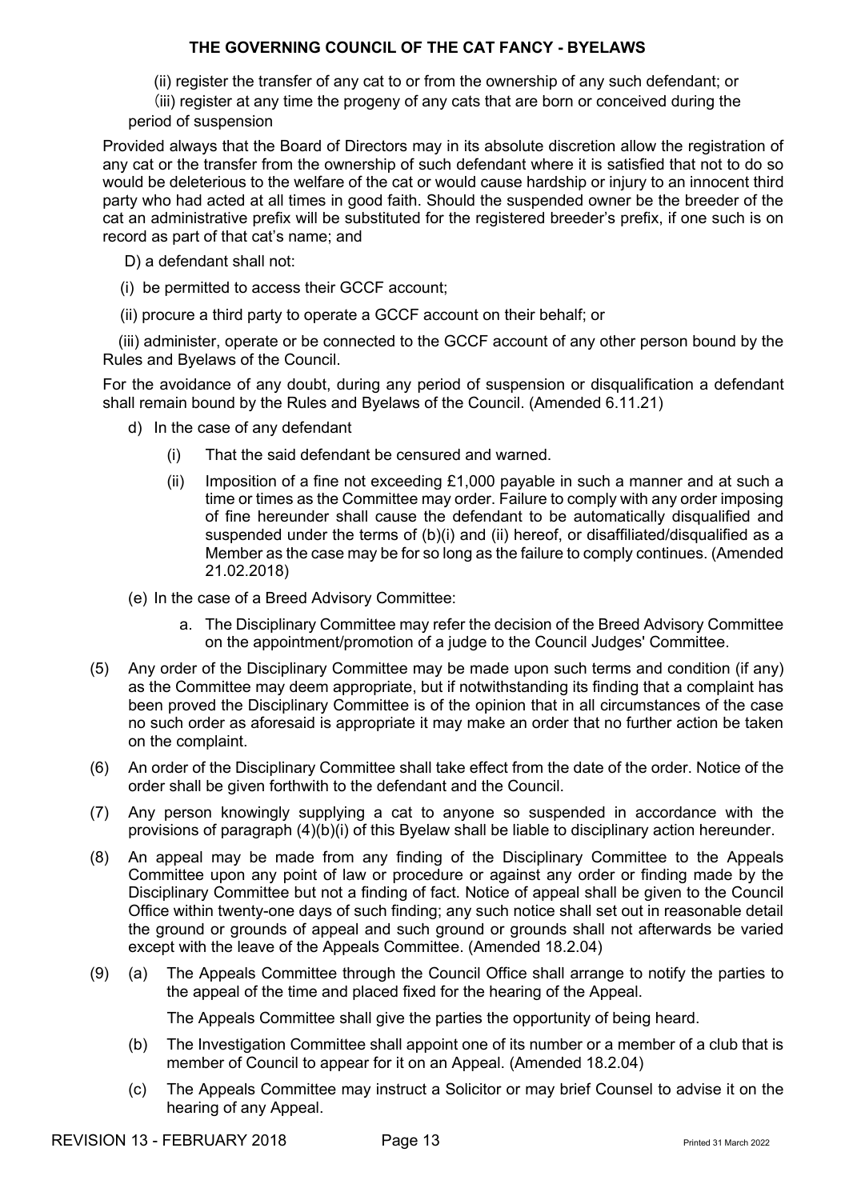(ii) register the transfer of any cat to or from the ownership of any such defendant; or

(iii) register at any time the progeny of any cats that are born or conceived during the period of suspension

Provided always that the Board of Directors may in its absolute discretion allow the registration of any cat or the transfer from the ownership of such defendant where it is satisfied that not to do so would be deleterious to the welfare of the cat or would cause hardship or injury to an innocent third party who had acted at all times in good faith. Should the suspended owner be the breeder of the cat an administrative prefix will be substituted for the registered breeder's prefix, if one such is on record as part of that cat's name; and

D) a defendant shall not:

(i) be permitted to access their GCCF account;

(ii) procure a third party to operate a GCCF account on their behalf; or

(iii) administer, operate or be connected to the GCCF account of any other person bound by the Rules and Byelaws of the Council.

For the avoidance of any doubt, during any period of suspension or disqualification a defendant shall remain bound by the Rules and Byelaws of the Council. (Amended 6.11.21)

d) In the case of any defendant

   (i) That the said defendant be censured and warned.

   (ii) Imposition of a fine not exceeding £1,000 payable in such a manner and at such a time or times as the Committee may order. Failure to comply with any order imposing of fine hereunder shall cause the defendant to be automatically disqualified and suspended under the terms of (b)(i) and (ii) hereof, or disaffiliated/disqualified as a Member as the case may be for so long as the failure to comply continues. (Amended 21.02.2018)

(e) In the case of a Breed Advisory Committee:

   a. The Disciplinary Committee may refer the decision of the Breed Advisory Committee on the appointment/promotion of a judge to the Council Judges' Committee.

(5) Any order of the Disciplinary Committee may be made upon such terms and condition (if any) as the Committee may deem appropriate, but if notwithstanding its finding that a complaint has been proved the Disciplinary Committee is of the opinion that in all circumstances of the case no such order as aforesaid is appropriate it may make an order that no further action be taken on the complaint.

(6) An order of the Disciplinary Committee shall take effect from the date of the order. Notice of the order shall be given forthwith to the defendant and the Council.

(7) Any person knowingly supplying a cat to anyone so suspended in accordance with the provisions of paragraph (4)(b)(i) of this Byelaw shall be liable to disciplinary action hereunder.

(8) An appeal may be made from any finding of the Disciplinary Committee to the Appeals Committee upon any point of law or procedure or against any order or finding made by the Disciplinary Committee but not a finding of fact. Notice of appeal shall be given to the Council Office within twenty-one days of such finding; any such notice shall set out in reasonable detail the ground or grounds of appeal and such ground or grounds shall not afterwards be varied except with the leave of the Appeals Committee. (Amended 18.2.04)

(9) (a) The Appeals Committee through the Council Office shall arrange to notify the parties to the appeal of the time and placed fixed for the hearing of the Appeal.

   The Appeals Committee shall give the parties the opportunity of being heard.

   (b) The Investigation Committee shall appoint one of its number or a member of a club that is member of Council to appear for it on an Appeal. (Amended 18.2.04)

   (c) The Appeals Committee may instruct a Solicitor or may brief Counsel to advise it on the hearing of any Appeal.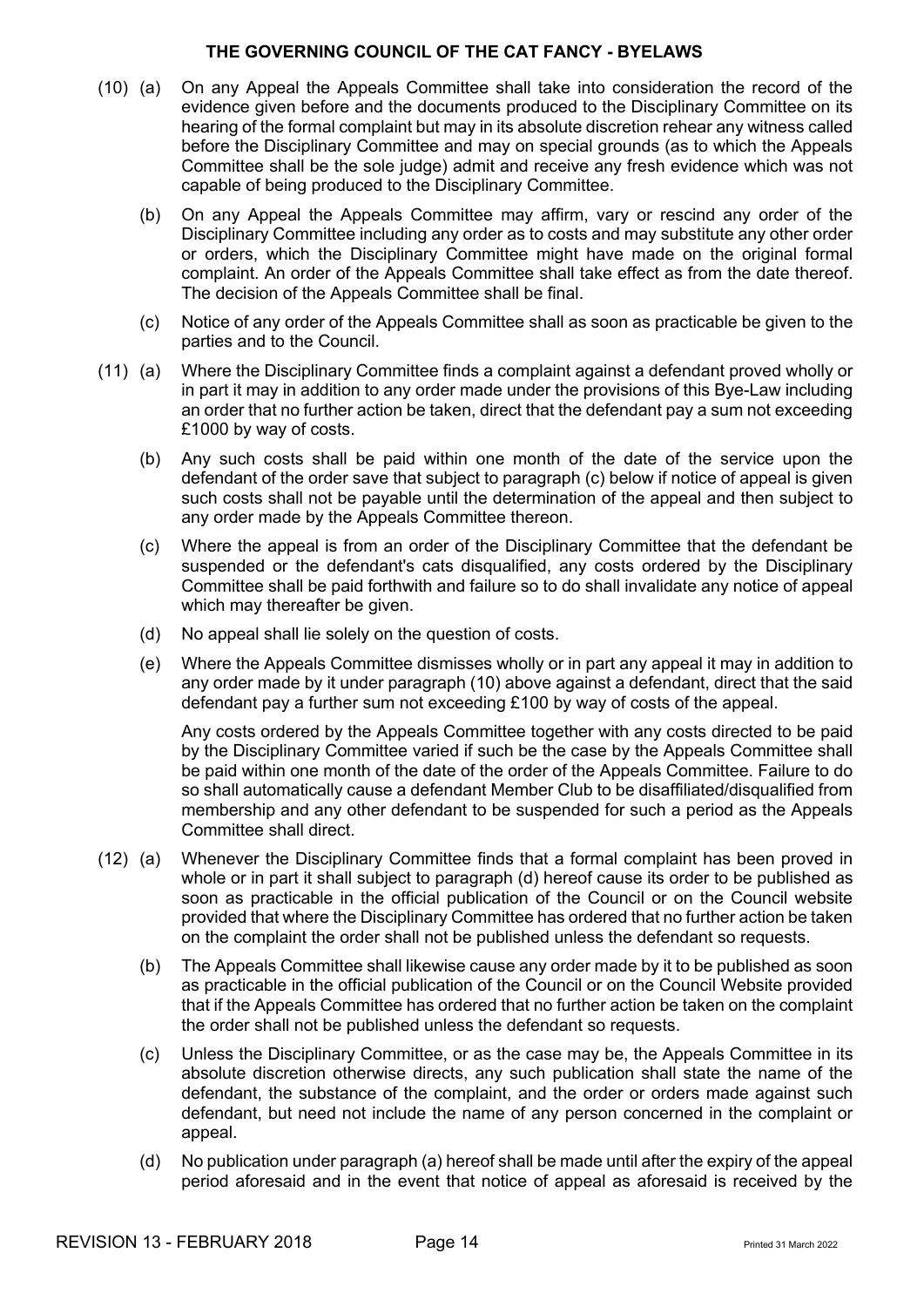(10) (a) On any Appeal the Appeals Committee shall take into consideration the record of the evidence given before and the documents produced to the Disciplinary Committee on its hearing of the formal complaint but may in its absolute discretion rehear any witness called before the Disciplinary Committee and may on special grounds (as to which the Appeals Committee shall be the sole judge) admit and receive any fresh evidence which was not capable of being produced to the Disciplinary Committee.

(b) On any Appeal the Appeals Committee may affirm, vary or rescind any order of the Disciplinary Committee including any order as to costs and may substitute any other order or orders, which the Disciplinary Committee might have made on the original formal complaint. An order of the Appeals Committee shall take effect as from the date thereof. The decision of the Appeals Committee shall be final.

(c) Notice of any order of the Appeals Committee shall as soon as practicable be given to the parties and to the Council.

(11) (a) Where the Disciplinary Committee finds a complaint against a defendant proved wholly or in part it may in addition to any order made under the provisions of this Bye-Law including an order that no further action be taken, direct that the defendant pay a sum not exceeding £1000 by way of costs.

(b) Any such costs shall be paid within one month of the date of the service upon the defendant of the order save that subject to paragraph (c) below if notice of appeal is given such costs shall not be payable until the determination of the appeal and then subject to any order made by the Appeals Committee thereon.

(c) Where the appeal is from an order of the Disciplinary Committee that the defendant be suspended or the defendant's cats disqualified, any costs ordered by the Disciplinary Committee shall be paid forthwith and failure so to do shall invalidate any notice of appeal which may thereafter be given.

(d) No appeal shall lie solely on the question of costs.

(e) Where the Appeals Committee dismisses wholly or in part any appeal it may in addition to any order made by it under paragraph (10) above against a defendant, direct that the said defendant pay a further sum not exceeding £100 by way of costs of the appeal.

Any costs ordered by the Appeals Committee together with any costs directed to be paid by the Disciplinary Committee varied if such be the case by the Appeals Committee shall be paid within one month of the date of the order of the Appeals Committee. Failure to do so shall automatically cause a defendant Member Club to be disaffiliated/disqualified from membership and any other defendant to be suspended for such a period as the Appeals Committee shall direct.

(12) (a) Whenever the Disciplinary Committee finds that a formal complaint has been proved in whole or in part it shall subject to paragraph (d) hereof cause its order to be published as soon as practicable in the official publication of the Council or on the Council website provided that where the Disciplinary Committee has ordered that no further action be taken on the complaint the order shall not be published unless the defendant so requests.

(b) The Appeals Committee shall likewise cause any order made by it to be published as soon as practicable in the official publication of the Council or on the Council Website provided that if the Appeals Committee has ordered that no further action be taken on the complaint the order shall not be published unless the defendant so requests.

(c) Unless the Disciplinary Committee, or as the case may be, the Appeals Committee in its absolute discretion otherwise directs, any such publication shall state the name of the defendant, the substance of the complaint, and the order or orders made against such defendant, but need not include the name of any person concerned in the complaint or appeal.

(d) No publication under paragraph (a) hereof shall be made until after the expiry of the appeal period aforesaid and in the event that notice of appeal as aforesaid is received by the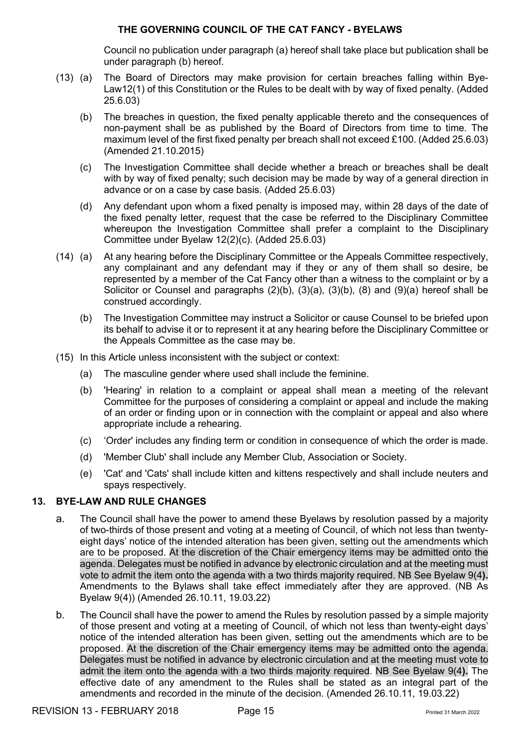Council no publication under paragraph (a) hereof shall take place but publication shall be under paragraph (b) hereof.

(13) (a) The Board of Directors may make provision for certain breaches falling within Bye-Law12(1) of this Constitution or the Rules to be dealt with by way of fixed penalty. (Added 25.6.03)

(b) The breaches in question, the fixed penalty applicable thereto and the consequences of non-payment shall be as published by the Board of Directors from time to time. The maximum level of the first fixed penalty per breach shall not exceed £100. (Added 25.6.03) (Amended 21.10.2015)

(c) The Investigation Committee shall decide whether a breach or breaches shall be dealt with by way of fixed penalty; such decision may be made by way of a general direction in advance or on a case by case basis. (Added 25.6.03)

(d) Any defendant upon whom a fixed penalty is imposed may, within 28 days of the date of the fixed penalty letter, request that the case be referred to the Disciplinary Committee whereupon the Investigation Committee shall prefer a complaint to the Disciplinary Committee under Byelaw 12(2)(c). (Added 25.6.03)

(14) (a) At any hearing before the Disciplinary Committee or the Appeals Committee respectively, any complainant and any defendant may if they or any of them shall so desire, be represented by a member of the Cat Fancy other than a witness to the complaint or by a Solicitor or Counsel and paragraphs (2)(b), (3)(a), (3)(b), (8) and (9)(a) hereof shall be construed accordingly.

(b) The Investigation Committee may instruct a Solicitor or cause Counsel to be briefed upon its behalf to advise it or to represent it at any hearing before the Disciplinary Committee or the Appeals Committee as the case may be.

(15) In this Article unless inconsistent with the subject or context:

(a) The masculine gender where used shall include the feminine.

(b) 'Hearing' in relation to a complaint or appeal shall mean a meeting of the relevant Committee for the purposes of considering a complaint or appeal and include the making of an order or finding upon or in connection with the complaint or appeal and also where appropriate include a rehearing.

(c) 'Order' includes any finding term or condition in consequence of which the order is made.

(d) 'Member Club' shall include any Member Club, Association or Society.

(e) 'Cat' and 'Cats' shall include kitten and kittens respectively and shall include neuters and spays respectively.

## 13. BYE-LAW AND RULE CHANGES

a. The Council shall have the power to amend these Byelaws by resolution passed by a majority of two-thirds of those present and voting at a meeting of Council, of which not less than twenty-eight days' notice of the intended alteration has been given, setting out the amendments which are to be proposed. At the discretion of the Chair emergency items may be admitted onto the agenda. Delegates must be notified in advance by electronic circulation and at the meeting must vote to admit the item onto the agenda with a two thirds majority required. NB See Byelaw 9(4**).** Amendments to the Bylaws shall take effect immediately after they are approved. (NB As Byelaw 9(4)) (Amended 26.10.11, 19.03.22)

b. The Council shall have the power to amend the Rules by resolution passed by a simple majority of those present and voting at a meeting of Council, of which not less than twenty-eight days' notice of the intended alteration has been given, setting out the amendments which are to be proposed. At the discretion of the Chair emergency items may be admitted onto the agenda. Delegates must be notified in advance by electronic circulation and at the meeting must vote to admit the item onto the agenda with a two thirds majority required. NB See Byelaw 9(4**).** The effective date of any amendment to the Rules shall be stated as an integral part of the amendments and recorded in the minute of the decision. (Amended 26.10.11, 19.03.22)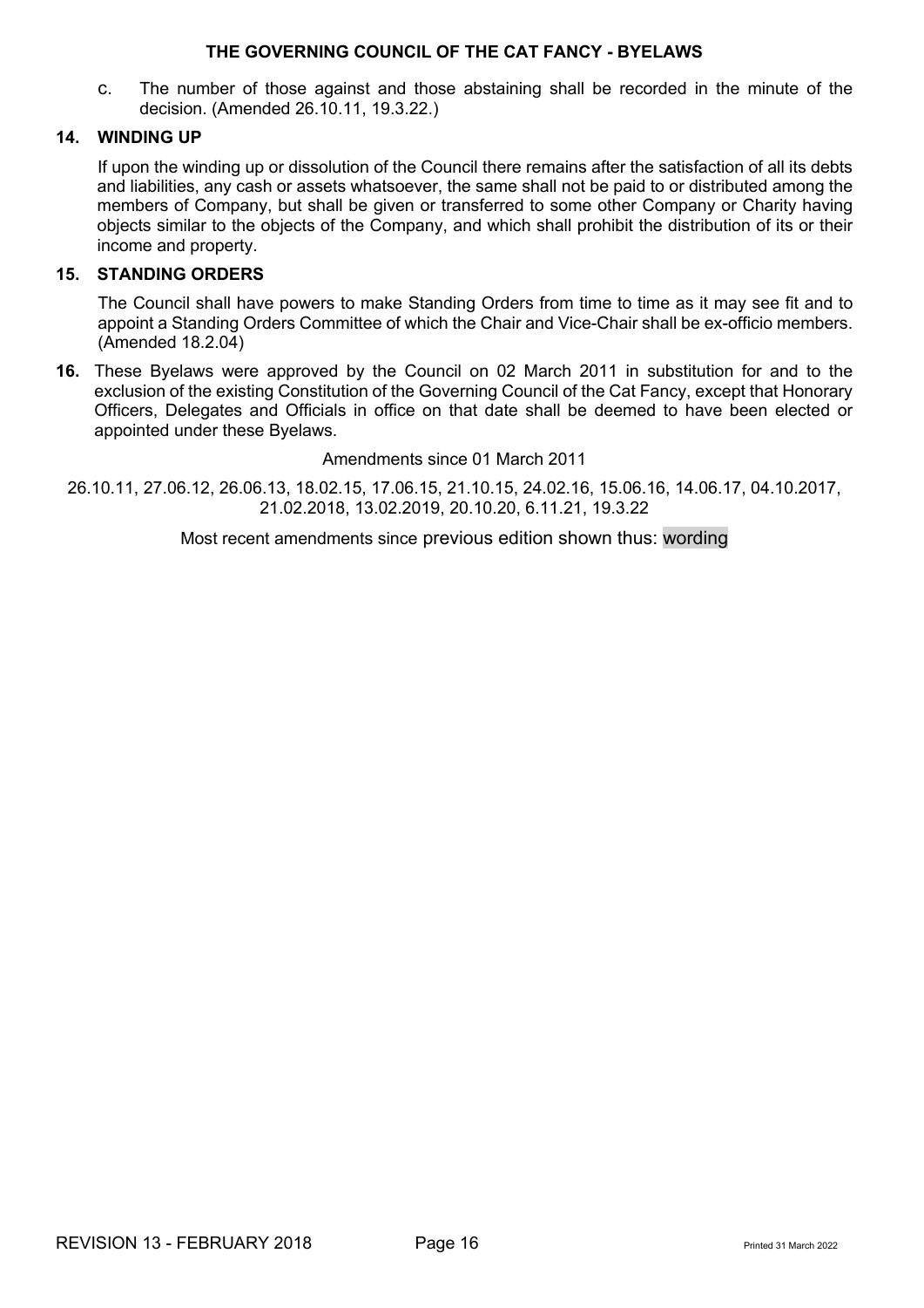c. The number of those against and those abstaining shall be recorded in the minute of the decision. (Amended 26.10.11, 19.3.22.)

## 14. WINDING UP

If upon the winding up or dissolution of the Council there remains after the satisfaction of all its debts and liabilities, any cash or assets whatsoever, the same shall not be paid to or distributed among the members of Company, but shall be given or transferred to some other Company or Charity having objects similar to the objects of the Company, and which shall prohibit the distribution of its or their income and property.

## 15. STANDING ORDERS

The Council shall have powers to make Standing Orders from time to time as it may see fit and to appoint a Standing Orders Committee of which the Chair and Vice-Chair shall be ex-officio members. (Amended 18.2.04)

**16.** These Byelaws were approved by the Council on 02 March 2011 in substitution for and to the exclusion of the existing Constitution of the Governing Council of the Cat Fancy, except that Honorary Officers, Delegates and Officials in office on that date shall be deemed to have been elected or appointed under these Byelaws.

Amendments since 01 March 2011

26.10.11, 27.06.12, 26.06.13, 18.02.15, 17.06.15, 21.10.15, 24.02.16, 15.06.16, 14.06.17, 04.10.2017, 21.02.2018, 13.02.2019, 20.10.20, 6.11.21, 19.3.22

Most recent amendments since previous edition shown thus: wording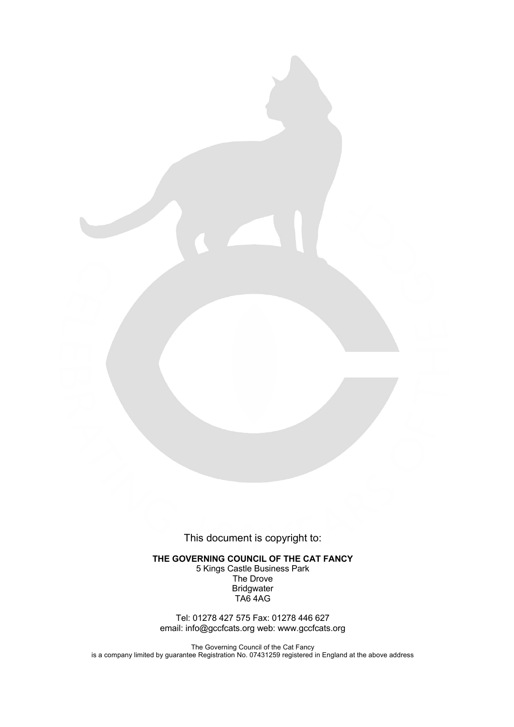This document is copyright to:

**THE GOVERNING COUNCIL OF THE CAT FANCY**
5 Kings Castle Business Park
The Drove
Bridgwater
TA6 4AG

Tel: 01278 427 575 Fax: 01278 446 627
email: info@gccfcats.org web: www.gccfcats.org

The Governing Council of the Cat Fancy
is a company limited by guarantee Registration No. 07431259 registered in England at the above address